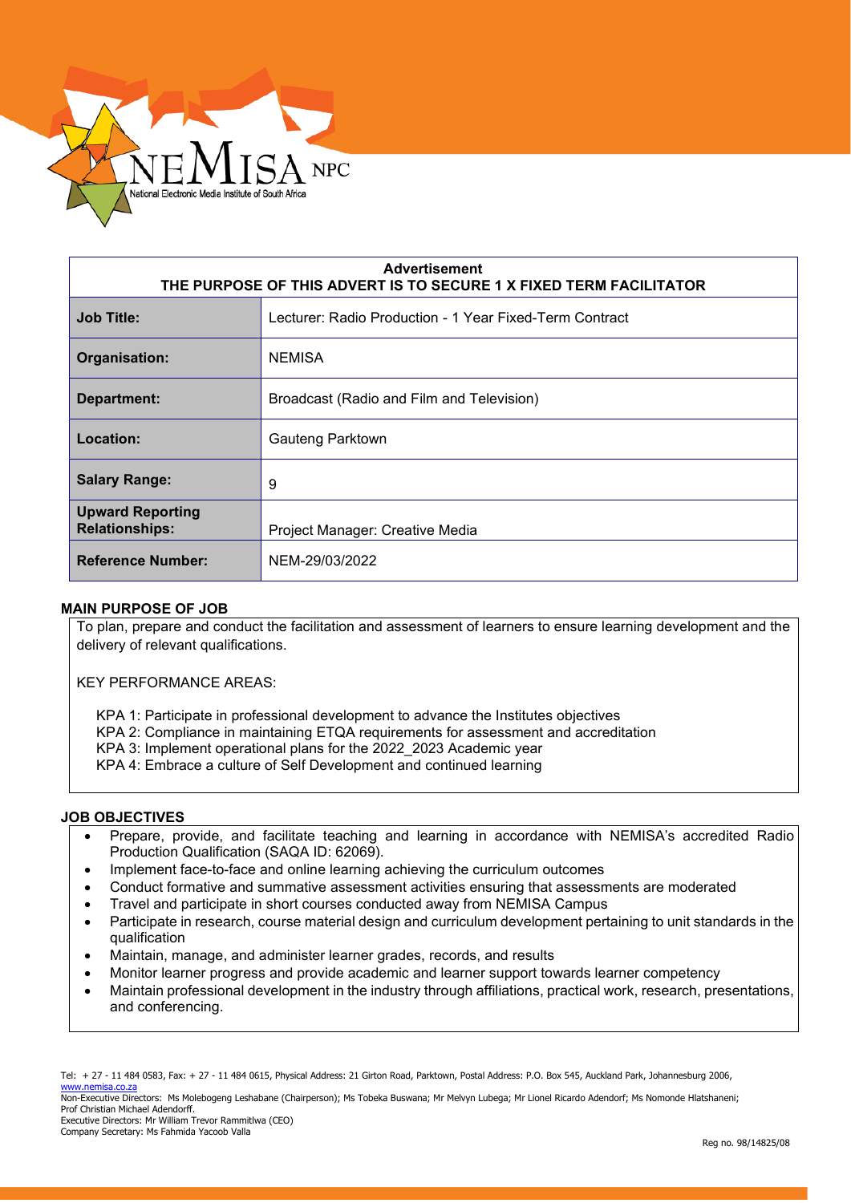| Advertisement<br>THE PURPOSE OF THIS ADVERT IS TO SECURE 1 X FIXED TERM FACILITATOR | |
|---|---|
| **Job Title:** | Lecturer: Radio Production - 1 Year Fixed-Term Contract |
| **Organisation:** | NEMISA |
| **Department:** | Broadcast (Radio and Film and Television) |
| **Location:** | Gauteng Parktown |
| **Salary Range:** | 9 |
| **Upward Reporting Relationships:** | Project Manager: Creative Media |
| **Reference Number:** | NEM-29/03/2022 |

## MAIN PURPOSE OF JOB

To plan, prepare and conduct the facilitation and assessment of learners to ensure learning development and the delivery of relevant qualifications.

KEY PERFORMANCE AREAS:

KPA 1: Participate in professional development to advance the Institutes objectives
KPA 2: Compliance in maintaining ETQA requirements for assessment and accreditation
KPA 3: Implement operational plans for the 2022_2023 Academic year
KPA 4: Embrace a culture of Self Development and continued learning

## JOB OBJECTIVES

- Prepare, provide, and facilitate teaching and learning in accordance with NEMISA's accredited Radio Production Qualification (SAQA ID: 62069).
- Implement face-to-face and online learning achieving the curriculum outcomes
- Conduct formative and summative assessment activities ensuring that assessments are moderated
- Travel and participate in short courses conducted away from NEMISA Campus
- Participate in research, course material design and curriculum development pertaining to unit standards in the qualification
- Maintain, manage, and administer learner grades, records, and results
- Monitor learner progress and provide academic and learner support towards learner competency
- Maintain professional development in the industry through affiliations, practical work, research, presentations, and conferencing.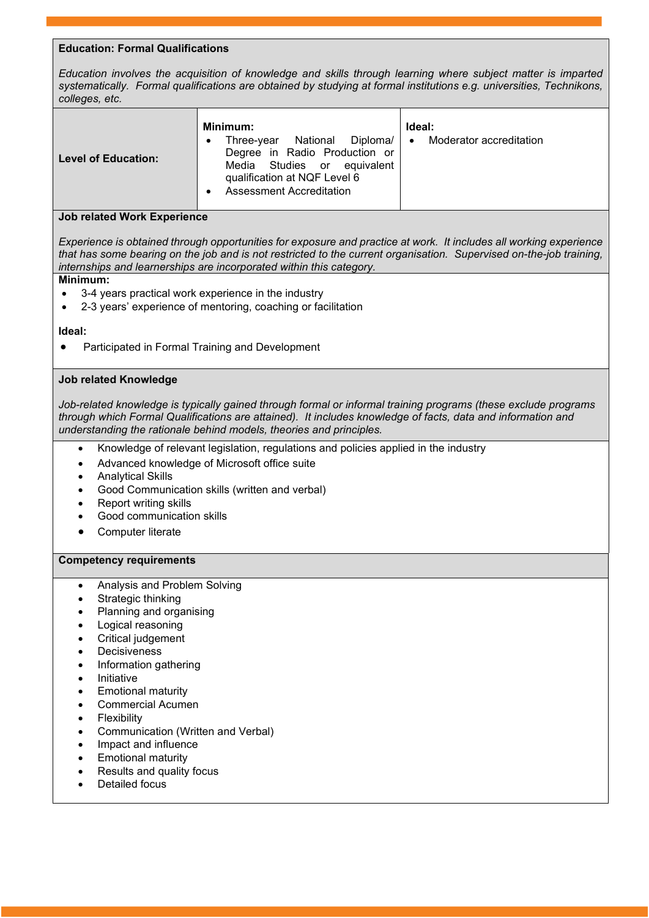**Education: Formal Qualifications**

*Education involves the acquisition of knowledge and skills through learning where subject matter is imparted systematically. Formal qualifications are obtained by studying at formal institutions e.g. universities, Technikons, colleges, etc.*

| **Level of Education:** | **Minimum:**<br>• Three-year National Diploma/ Degree in Radio Production or Media Studies or equivalent qualification at NQF Level 6<br>• Assessment Accreditation | **Ideal:**<br>• Moderator accreditation |
|---|---|---|

**Job related Work Experience**

*Experience is obtained through opportunities for exposure and practice at work. It includes all working experience that has some bearing on the job and is not restricted to the current organisation. Supervised on-the-job training, internships and learnerships are incorporated within this category.*

**Minimum:**

- 3-4 years practical work experience in the industry
- 2-3 years' experience of mentoring, coaching or facilitation

**Ideal:**

- Participated in Formal Training and Development

**Job related Knowledge**

*Job-related knowledge is typically gained through formal or informal training programs (these exclude programs through which Formal Qualifications are attained). It includes knowledge of facts, data and information and understanding the rationale behind models, theories and principles.*

- Knowledge of relevant legislation, regulations and policies applied in the industry
- Advanced knowledge of Microsoft office suite
- Analytical Skills
- Good Communication skills (written and verbal)
- Report writing skills
- Good communication skills
- Computer literate

**Competency requirements**

- Analysis and Problem Solving
- Strategic thinking
- Planning and organising
- Logical reasoning
- Critical judgement
- Decisiveness
- Information gathering
- Initiative
- Emotional maturity
- Commercial Acumen
- Flexibility
- Communication (Written and Verbal)
- Impact and influence
- Emotional maturity
- Results and quality focus
- Detailed focus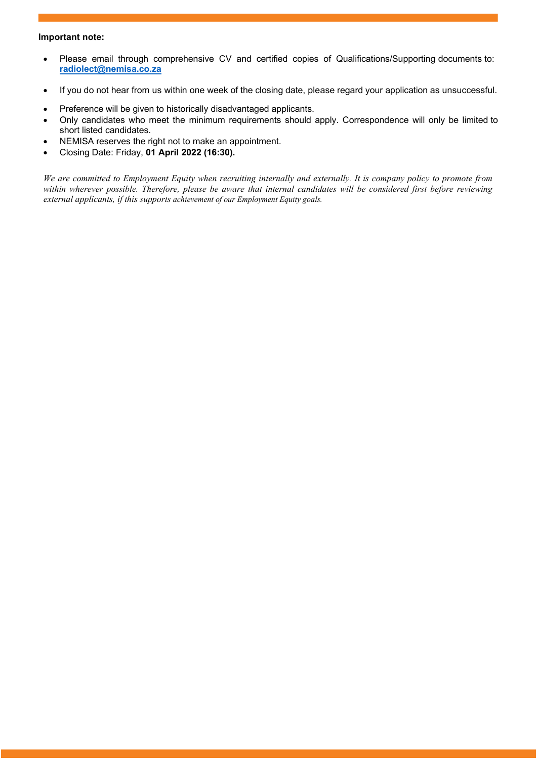**Important note:**

- Please email through comprehensive CV and certified copies of Qualifications/Supporting documents to: **radiolect@nemisa.co.za**
- If you do not hear from us within one week of the closing date, please regard your application as unsuccessful.
- Preference will be given to historically disadvantaged applicants.
- Only candidates who meet the minimum requirements should apply. Correspondence will only be limited to short listed candidates.
- NEMISA reserves the right not to make an appointment.
- Closing Date: Friday, **01 April 2022 (16:30).**

*We are committed to Employment Equity when recruiting internally and externally. It is company policy to promote from within wherever possible. Therefore, please be aware that internal candidates will be considered first before reviewing external applicants, if this supports achievement of our Employment Equity goals.*